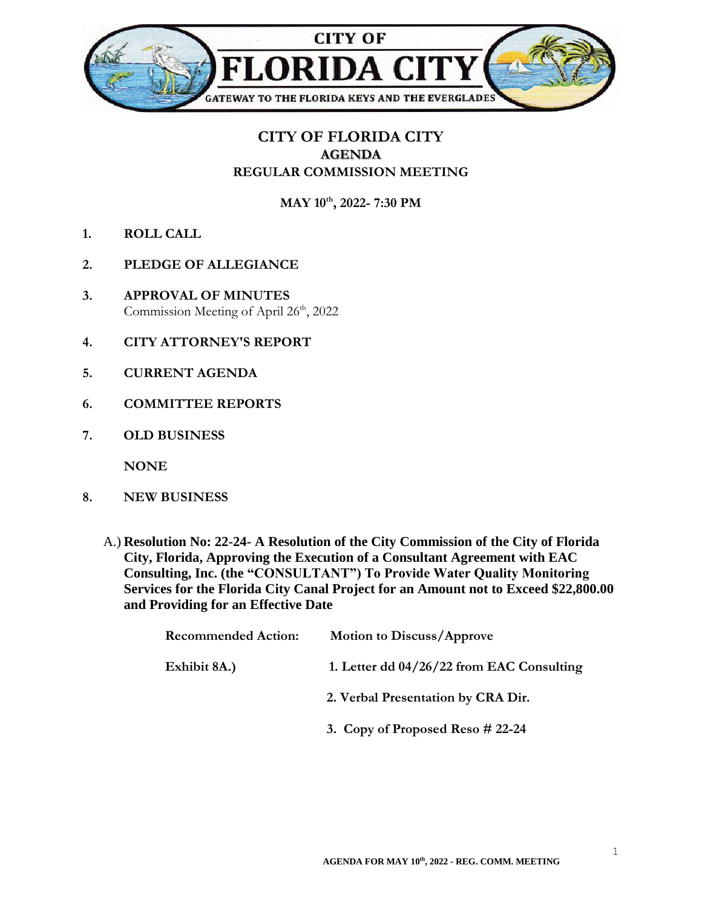CITY OF
# FLORIDA CITY
GATEWAY TO THE FLORIDA KEYS AND THE EVERGLADES

## CITY OF FLORIDA CITY
## AGENDA
## REGULAR COMMISSION MEETING

**MAY 10th, 2022- 7:30 PM**

1. **ROLL CALL**

2. **PLEDGE OF ALLEGIANCE**

3. **APPROVAL OF MINUTES**
   Commission Meeting of April 26th, 2022

4. **CITY ATTORNEY'S REPORT**

5. **CURRENT AGENDA**

6. **COMMITTEE REPORTS**

7. **OLD BUSINESS**

   **NONE**

8. **NEW BUSINESS**

   A.) **Resolution No: 22-24- A Resolution of the City Commission of the City of Florida City, Florida, Approving the Execution of a Consultant Agreement with EAC Consulting, Inc. (the "CONSULTANT") To Provide Water Quality Monitoring Services for the Florida City Canal Project for an Amount not to Exceed $22,800.00 and Providing for an Effective Date**

   **Recommended Action:** **Motion to Discuss/Approve**

   **Exhibit 8A.)**
   1. **Letter dd 04/26/22 from EAC Consulting**
   2. **Verbal Presentation by CRA Dir.**
   3. **Copy of Proposed Reso # 22-24**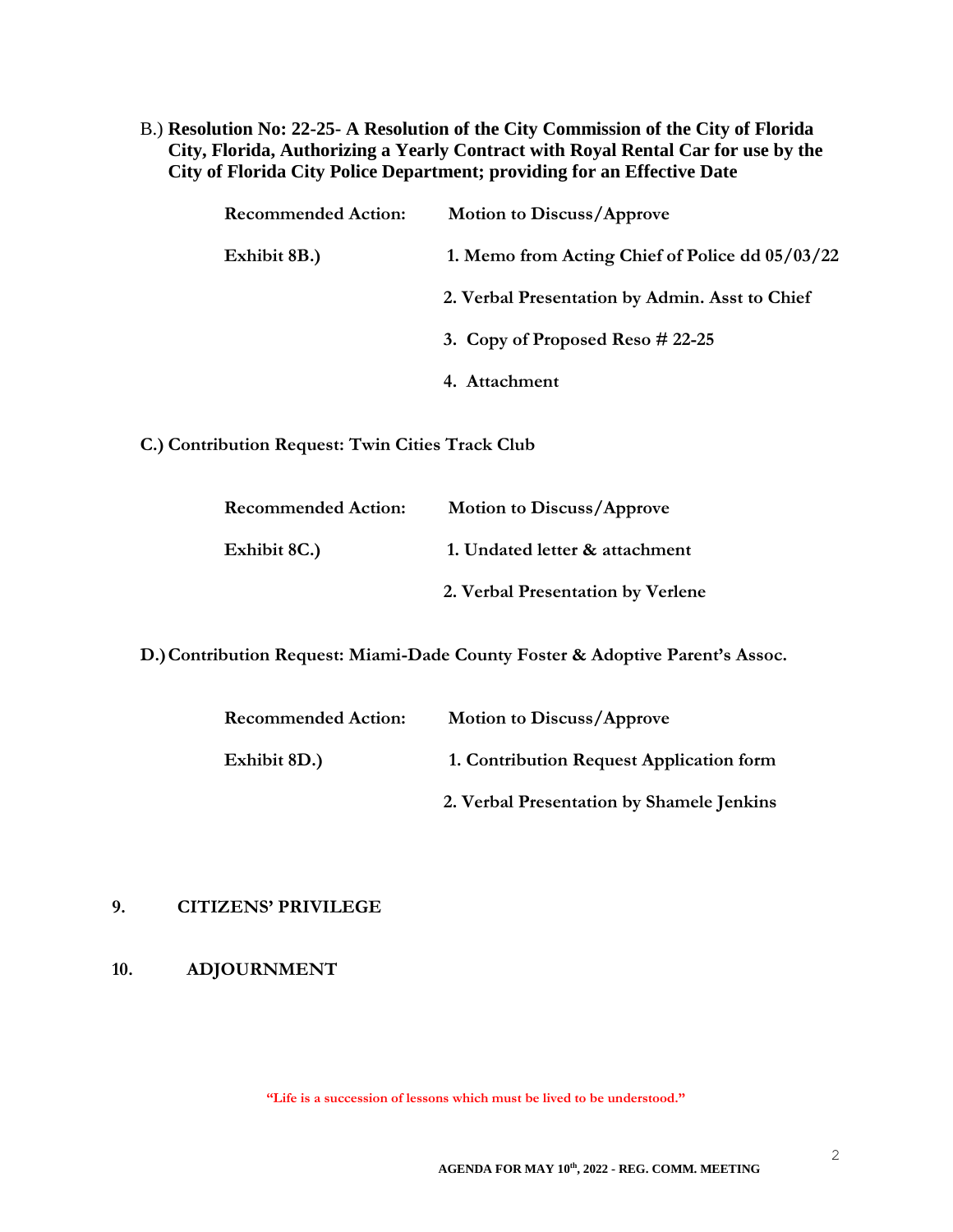B.) **Resolution No: 22-25- A Resolution of the City Commission of the City of Florida City, Florida, Authorizing a Yearly Contract with Royal Rental Car for use by the City of Florida City Police Department; providing for an Effective Date**

| | |
|---|---|
| **Recommended Action:** | **Motion to Discuss/Approve** |
| **Exhibit 8B.)** | **1. Memo from Acting Chief of Police dd 05/03/22** |
| | **2. Verbal Presentation by Admin. Asst to Chief** |
| | **3. Copy of Proposed Reso # 22-25** |
| | **4. Attachment** |

**C.) Contribution Request: Twin Cities Track Club**

| | |
|---|---|
| **Recommended Action:** | **Motion to Discuss/Approve** |
| **Exhibit 8C.)** | **1. Undated letter & attachment** |
| | **2. Verbal Presentation by Verlene** |

**D.) Contribution Request: Miami-Dade County Foster & Adoptive Parent's Assoc.**

| | |
|---|---|
| **Recommended Action:** | **Motion to Discuss/Approve** |
| **Exhibit 8D.)** | **1. Contribution Request Application form** |
| | **2. Verbal Presentation by Shamele Jenkins** |

## 9. CITIZENS' PRIVILEGE

## 10. ADJOURNMENT

**"Life is a succession of lessons which must be lived to be understood."**